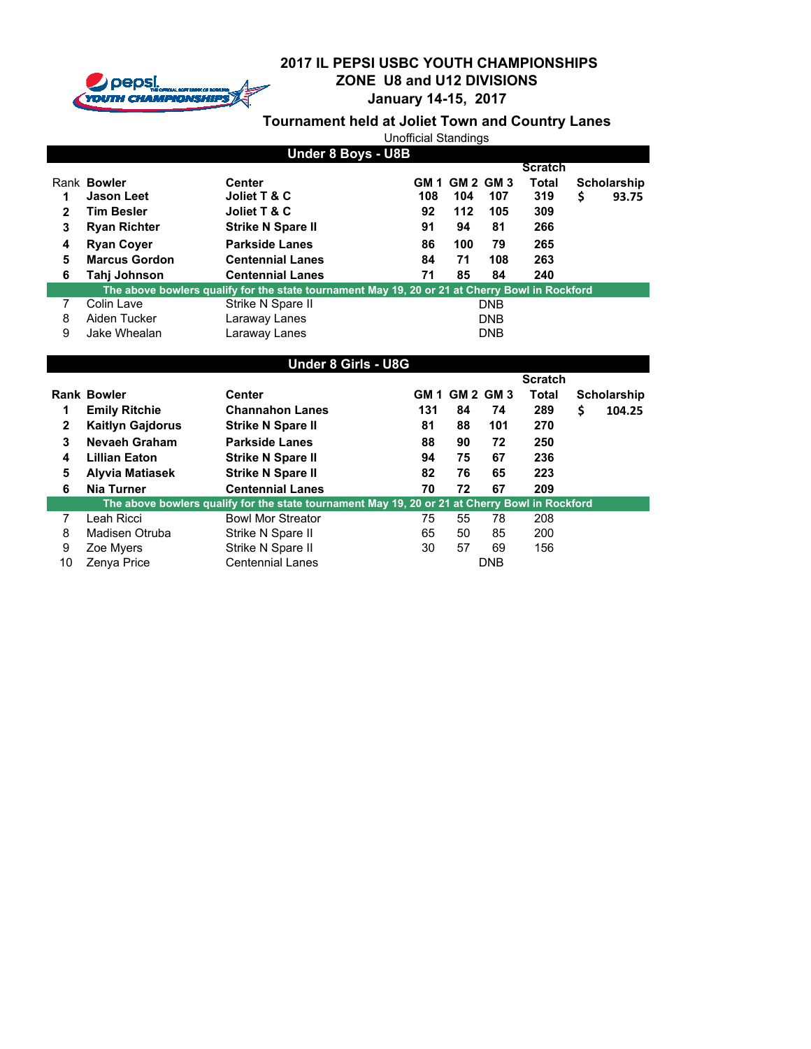# 2017 IL PEPSI USBC YOUTH CHAMPIONSHIPS

## ZONE U8 and U12 DIVISIONS

### January 14-15, 2017

### Tournament held at Joliet Town and Country Lanes

Unofficial Standings

## Under 8 Boys - U8B

| Rank | Bowler | Center | GM 1 | GM 2 | GM 3 | Scratch Total | Scholarship |
|---|---|---|---|---|---|---|---|
| **1** | **Jason Leet** | **Joliet T & C** | **108** | **104** | **107** | **319** | **$ 93.75** |
| **2** | **Tim Besler** | **Joliet T & C** | **92** | **112** | **105** | **309** | |
| **3** | **Ryan Richter** | **Strike N Spare II** | **91** | **94** | **81** | **266** | |
| **4** | **Ryan Coyer** | **Parkside Lanes** | **86** | **100** | **79** | **265** | |
| **5** | **Marcus Gordon** | **Centennial Lanes** | **84** | **71** | **108** | **263** | |
| **6** | **Tahj Johnson** | **Centennial Lanes** | **71** | **85** | **84** | **240** | |
| | **The above bowlers qualify for the state tournament May 19, 20 or 21 at Cherry Bowl in Rockford** | | | | | | |
| 7 | Colin Lave | Strike N Spare II | | DNB | | | |
| 8 | Aiden Tucker | Laraway Lanes | | DNB | | | |
| 9 | Jake Whealan | Laraway Lanes | | DNB | | | |

## Under 8 Girls - U8G

| Rank | Bowler | Center | GM 1 | GM 2 | GM 3 | Scratch Total | Scholarship |
|---|---|---|---|---|---|---|---|
| **1** | **Emily Ritchie** | **Channahon Lanes** | **131** | **84** | **74** | **289** | **$ 104.25** |
| **2** | **Kaitlyn Gajdorus** | **Strike N Spare II** | **81** | **88** | **101** | **270** | |
| **3** | **Nevaeh Graham** | **Parkside Lanes** | **88** | **90** | **72** | **250** | |
| **4** | **Lillian Eaton** | **Strike N Spare II** | **94** | **75** | **67** | **236** | |
| **5** | **Alyvia Matiasek** | **Strike N Spare II** | **82** | **76** | **65** | **223** | |
| **6** | **Nia Turner** | **Centennial Lanes** | **70** | **72** | **67** | **209** | |
| | **The above bowlers qualify for the state tournament May 19, 20 or 21 at Cherry Bowl in Rockford** | | | | | | |
| 7 | Leah Ricci | Bowl Mor Streator | 75 | 55 | 78 | 208 | |
| 8 | Madisen Otruba | Strike N Spare II | 65 | 50 | 85 | 200 | |
| 9 | Zoe Myers | Strike N Spare II | 30 | 57 | 69 | 156 | |
| 10 | Zenya Price | Centennial Lanes | | DNB | | | |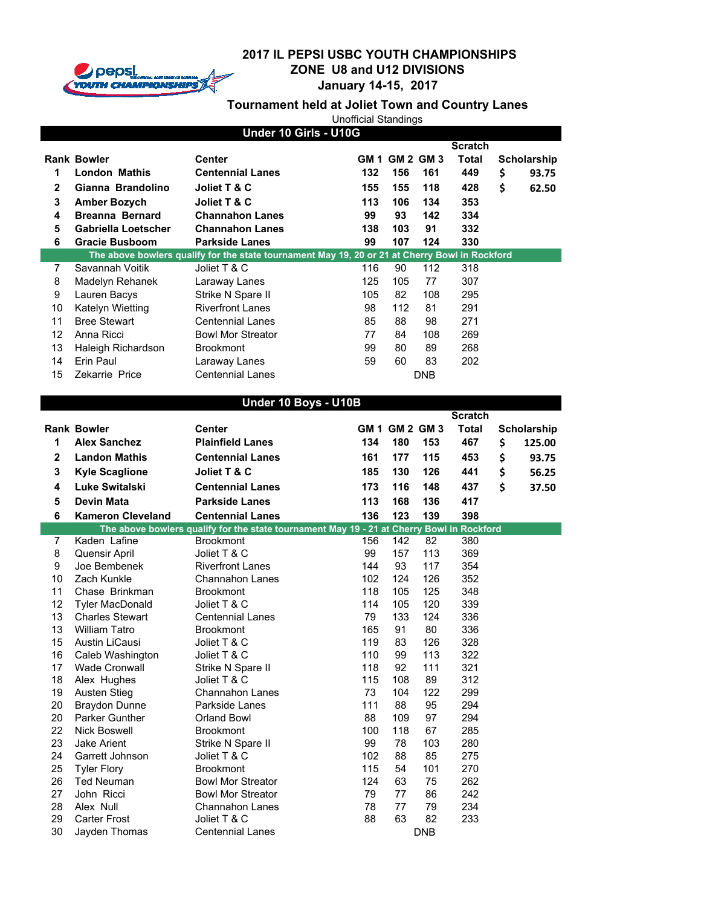# 2017 IL PEPSI USBC YOUTH CHAMPIONSHIPS
## ZONE U8 and U12 DIVISIONS
### January 14-15, 2017

**Tournament held at Joliet Town and Country Lanes**

Unofficial Standings

## Under 10 Girls - U10G

| Rank | Bowler | Center | GM 1 | GM 2 | GM 3 | Scratch Total | Scholarship |
|---|---|---|---|---|---|---|---|
| **1** | **London Mathis** | **Centennial Lanes** | **132** | **156** | **161** | **449** | **$ 93.75** |
| **2** | **Gianna Brandolino** | **Joliet T & C** | **155** | **155** | **118** | **428** | **$ 62.50** |
| **3** | **Amber Bozych** | **Joliet T & C** | **113** | **106** | **134** | **353** | |
| **4** | **Breanna Bernard** | **Channahon Lanes** | **99** | **93** | **142** | **334** | |
| **5** | **Gabriella Loetscher** | **Channahon Lanes** | **138** | **103** | **91** | **332** | |
| **6** | **Gracie Busboom** | **Parkside Lanes** | **99** | **107** | **124** | **330** | |
| | **The above bowlers qualify for the state tournament May 19, 20 or 21 at Cherry Bowl in Rockford** | | | | | | |
| 7 | Savannah Voitik | Joliet T & C | 116 | 90 | 112 | 318 | |
| 8 | Madelyn Rehanek | Laraway Lanes | 125 | 105 | 77 | 307 | |
| 9 | Lauren Bacys | Strike N Spare II | 105 | 82 | 108 | 295 | |
| 10 | Katelyn Wietting | Riverfront Lanes | 98 | 112 | 81 | 291 | |
| 11 | Bree Stewart | Centennial Lanes | 85 | 88 | 98 | 271 | |
| 12 | Anna Ricci | Bowl Mor Streator | 77 | 84 | 108 | 269 | |
| 13 | Haleigh Richardson | Brookmont | 99 | 80 | 89 | 268 | |
| 14 | Erin Paul | Laraway Lanes | 59 | 60 | 83 | 202 | |
| 15 | Zekarrie Price | Centennial Lanes | | | DNB | | |

## Under 10 Boys - U10B

| Rank | Bowler | Center | GM 1 | GM 2 | GM 3 | Scratch Total | Scholarship |
|---|---|---|---|---|---|---|---|
| **1** | **Alex Sanchez** | **Plainfield Lanes** | **134** | **180** | **153** | **467** | **$ 125.00** |
| **2** | **Landon Mathis** | **Centennial Lanes** | **161** | **177** | **115** | **453** | **$ 93.75** |
| **3** | **Kyle Scaglione** | **Joliet T & C** | **185** | **130** | **126** | **441** | **$ 56.25** |
| **4** | **Luke Switalski** | **Centennial Lanes** | **173** | **116** | **148** | **437** | **$ 37.50** |
| **5** | **Devin Mata** | **Parkside Lanes** | **113** | **168** | **136** | **417** | |
| **6** | **Kameron Cleveland** | **Centennial Lanes** | **136** | **123** | **139** | **398** | |
| | **The above bowlers qualify for the state tournament May 19 - 21 at Cherry Bowl in Rockford** | | | | | | |
| 7 | Kaden Lafine | Brookmont | 156 | 142 | 82 | 380 | |
| 8 | Quensir April | Joliet T & C | 99 | 157 | 113 | 369 | |
| 9 | Joe Bembenek | Riverfront Lanes | 144 | 93 | 117 | 354 | |
| 10 | Zach Kunkle | Channahon Lanes | 102 | 124 | 126 | 352 | |
| 11 | Chase Brinkman | Brookmont | 118 | 105 | 125 | 348 | |
| 12 | Tyler MacDonald | Joliet T & C | 114 | 105 | 120 | 339 | |
| 13 | Charles Stewart | Centennial Lanes | 79 | 133 | 124 | 336 | |
| 13 | William Tatro | Brookmont | 165 | 91 | 80 | 336 | |
| 15 | Austin LiCausi | Joliet T & C | 119 | 83 | 126 | 328 | |
| 16 | Caleb Washington | Joliet T & C | 110 | 99 | 113 | 322 | |
| 17 | Wade Cronwall | Strike N Spare II | 118 | 92 | 111 | 321 | |
| 18 | Alex Hughes | Joliet T & C | 115 | 108 | 89 | 312 | |
| 19 | Austen Stieg | Channahon Lanes | 73 | 104 | 122 | 299 | |
| 20 | Braydon Dunne | Parkside Lanes | 111 | 88 | 95 | 294 | |
| 20 | Parker Gunther | Orland Bowl | 88 | 109 | 97 | 294 | |
| 22 | Nick Boswell | Brookmont | 100 | 118 | 67 | 285 | |
| 23 | Jake Arient | Strike N Spare II | 99 | 78 | 103 | 280 | |
| 24 | Garrett Johnson | Joliet T & C | 102 | 88 | 85 | 275 | |
| 25 | Tyler Flory | Brookmont | 115 | 54 | 101 | 270 | |
| 26 | Ted Neuman | Bowl Mor Streator | 124 | 63 | 75 | 262 | |
| 27 | John Ricci | Bowl Mor Streator | 79 | 77 | 86 | 242 | |
| 28 | Alex Null | Channahon Lanes | 78 | 77 | 79 | 234 | |
| 29 | Carter Frost | Joliet T & C | 88 | 63 | 82 | 233 | |
| 30 | Jayden Thomas | Centennial Lanes | | | DNB | | |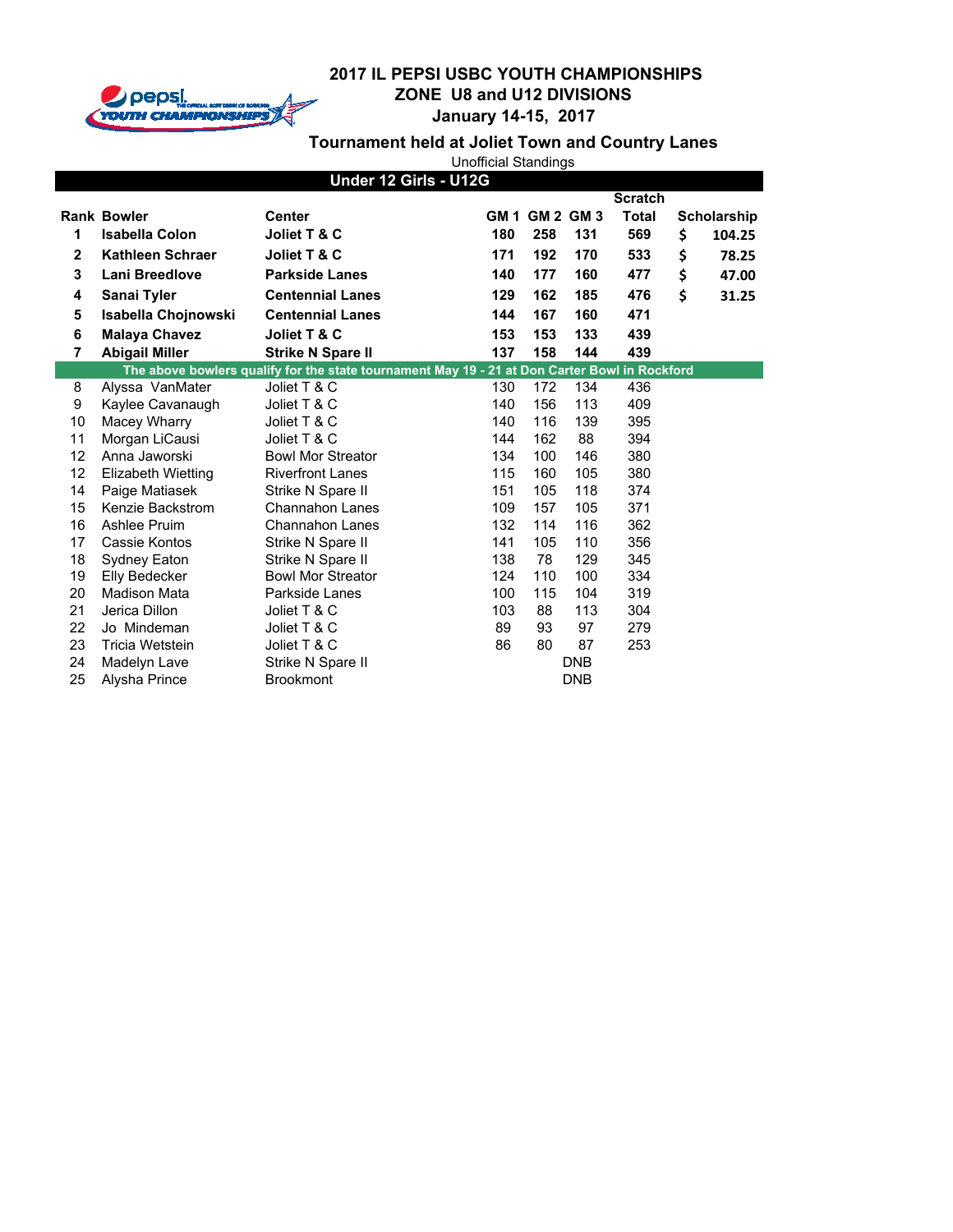# 2017 IL PEPSI USBC YOUTH CHAMPIONSHIPS
## ZONE U8 and U12 DIVISIONS
## January 14-15, 2017

### Tournament held at Joliet Town and Country Lanes

Unofficial Standings

**Under 12 Girls - U12G**

| Rank | Bowler | Center | GM 1 | GM 2 | GM 3 | Scratch Total | Scholarship |
|---|---|---|---|---|---|---|---|
| **1** | **Isabella Colon** | **Joliet T & C** | **180** | **258** | **131** | **569** | **$ 104.25** |
| **2** | **Kathleen Schraer** | **Joliet T & C** | **171** | **192** | **170** | **533** | **$ 78.25** |
| **3** | **Lani Breedlove** | **Parkside Lanes** | **140** | **177** | **160** | **477** | **$ 47.00** |
| **4** | **Sanai Tyler** | **Centennial Lanes** | **129** | **162** | **185** | **476** | **$ 31.25** |
| **5** | **Isabella Chojnowski** | **Centennial Lanes** | **144** | **167** | **160** | **471** | |
| **6** | **Malaya Chavez** | **Joliet T & C** | **153** | **153** | **133** | **439** | |
| **7** | **Abigail Miller** | **Strike N Spare II** | **137** | **158** | **144** | **439** | |
| | **The above bowlers qualify for the state tournament May 19 - 21 at Don Carter Bowl in Rockford** | | | | | | |
| 8 | Alyssa VanMater | Joliet T & C | 130 | 172 | 134 | 436 | |
| 9 | Kaylee Cavanaugh | Joliet T & C | 140 | 156 | 113 | 409 | |
| 10 | Macey Wharry | Joliet T & C | 140 | 116 | 139 | 395 | |
| 11 | Morgan LiCausi | Joliet T & C | 144 | 162 | 88 | 394 | |
| 12 | Anna Jaworski | Bowl Mor Streator | 134 | 100 | 146 | 380 | |
| 12 | Elizabeth Wietting | Riverfront Lanes | 115 | 160 | 105 | 380 | |
| 14 | Paige Matiasek | Strike N Spare II | 151 | 105 | 118 | 374 | |
| 15 | Kenzie Backstrom | Channahon Lanes | 109 | 157 | 105 | 371 | |
| 16 | Ashlee Pruim | Channahon Lanes | 132 | 114 | 116 | 362 | |
| 17 | Cassie Kontos | Strike N Spare II | 141 | 105 | 110 | 356 | |
| 18 | Sydney Eaton | Strike N Spare II | 138 | 78 | 129 | 345 | |
| 19 | Elly Bedecker | Bowl Mor Streator | 124 | 110 | 100 | 334 | |
| 20 | Madison Mata | Parkside Lanes | 100 | 115 | 104 | 319 | |
| 21 | Jerica Dillon | Joliet T & C | 103 | 88 | 113 | 304 | |
| 22 | Jo Mindeman | Joliet T & C | 89 | 93 | 97 | 279 | |
| 23 | Tricia Wetstein | Joliet T & C | 86 | 80 | 87 | 253 | |
| 24 | Madelyn Lave | Strike N Spare II | | DNB | | | |
| 25 | Alysha Prince | Brookmont | | DNB | | | |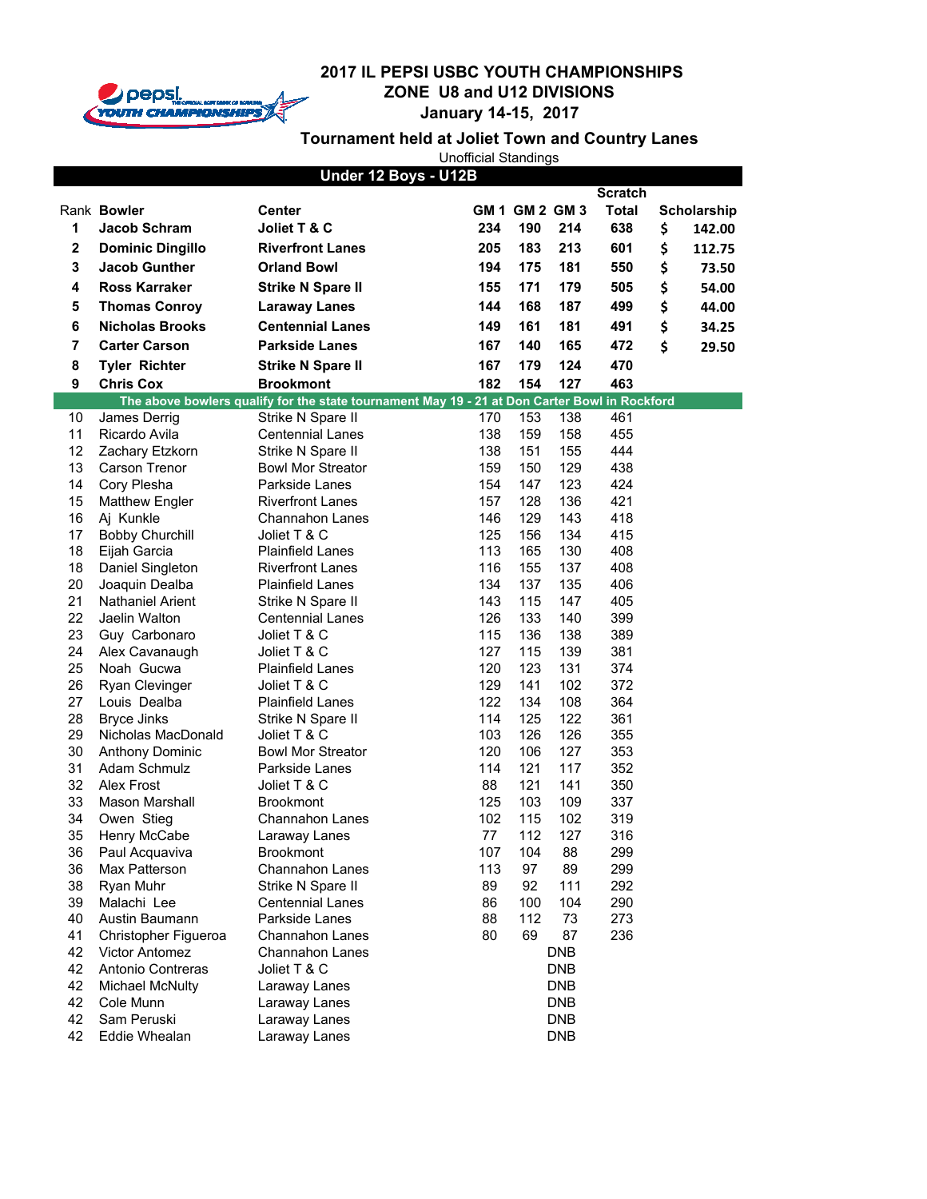## 2017 IL PEPSI USBC YOUTH CHAMPIONSHIPS
## ZONE U8 and U12 DIVISIONS
## January 14-15, 2017

### Tournament held at Joliet Town and Country Lanes

Unofficial Standings

**Under 12 Boys - U12B**

| Rank | Bowler | Center | GM 1 | GM 2 | GM 3 | Scratch Total | Scholarship |
|---|---|---|---|---|---|---|---|
| **1** | **Jacob Schram** | **Joliet T & C** | **234** | **190** | **214** | **638** | **$ 142.00** |
| **2** | **Dominic Dingillo** | **Riverfront Lanes** | **205** | **183** | **213** | **601** | **$ 112.75** |
| **3** | **Jacob Gunther** | **Orland Bowl** | **194** | **175** | **181** | **550** | **$ 73.50** |
| **4** | **Ross Karraker** | **Strike N Spare II** | **155** | **171** | **179** | **505** | **$ 54.00** |
| **5** | **Thomas Conroy** | **Laraway Lanes** | **144** | **168** | **187** | **499** | **$ 44.00** |
| **6** | **Nicholas Brooks** | **Centennial Lanes** | **149** | **161** | **181** | **491** | **$ 34.25** |
| **7** | **Carter Carson** | **Parkside Lanes** | **167** | **140** | **165** | **472** | **$ 29.50** |
| **8** | **Tyler Richter** | **Strike N Spare II** | **167** | **179** | **124** | **470** | |
| **9** | **Chris Cox** | **Brookmont** | **182** | **154** | **127** | **463** | |
| **The above bowlers qualify for the state tournament May 19 - 21 at Don Carter Bowl in Rockford** | | | | | | | |
| 10 | James Derrig | Strike N Spare II | 170 | 153 | 138 | 461 | |
| 11 | Ricardo Avila | Centennial Lanes | 138 | 159 | 158 | 455 | |
| 12 | Zachary Etzkorn | Strike N Spare II | 138 | 151 | 155 | 444 | |
| 13 | Carson Trenor | Bowl Mor Streator | 159 | 150 | 129 | 438 | |
| 14 | Cory Plesha | Parkside Lanes | 154 | 147 | 123 | 424 | |
| 15 | Matthew Engler | Riverfront Lanes | 157 | 128 | 136 | 421 | |
| 16 | Aj Kunkle | Channahon Lanes | 146 | 129 | 143 | 418 | |
| 17 | Bobby Churchill | Joliet T & C | 125 | 156 | 134 | 415 | |
| 18 | Eijah Garcia | Plainfield Lanes | 113 | 165 | 130 | 408 | |
| 18 | Daniel Singleton | Riverfront Lanes | 116 | 155 | 137 | 408 | |
| 20 | Joaquin Dealba | Plainfield Lanes | 134 | 137 | 135 | 406 | |
| 21 | Nathaniel Arient | Strike N Spare II | 143 | 115 | 147 | 405 | |
| 22 | Jaelin Walton | Centennial Lanes | 126 | 133 | 140 | 399 | |
| 23 | Guy Carbonaro | Joliet T & C | 115 | 136 | 138 | 389 | |
| 24 | Alex Cavanaugh | Joliet T & C | 127 | 115 | 139 | 381 | |
| 25 | Noah Gucwa | Plainfield Lanes | 120 | 123 | 131 | 374 | |
| 26 | Ryan Clevinger | Joliet T & C | 129 | 141 | 102 | 372 | |
| 27 | Louis Dealba | Plainfield Lanes | 122 | 134 | 108 | 364 | |
| 28 | Bryce Jinks | Strike N Spare II | 114 | 125 | 122 | 361 | |
| 29 | Nicholas MacDonald | Joliet T & C | 103 | 126 | 126 | 355 | |
| 30 | Anthony Dominic | Bowl Mor Streator | 120 | 106 | 127 | 353 | |
| 31 | Adam Schmulz | Parkside Lanes | 114 | 121 | 117 | 352 | |
| 32 | Alex Frost | Joliet T & C | 88 | 121 | 141 | 350 | |
| 33 | Mason Marshall | Brookmont | 125 | 103 | 109 | 337 | |
| 34 | Owen Stieg | Channahon Lanes | 102 | 115 | 102 | 319 | |
| 35 | Henry McCabe | Laraway Lanes | 77 | 112 | 127 | 316 | |
| 36 | Paul Acquaviva | Brookmont | 107 | 104 | 88 | 299 | |
| 36 | Max Patterson | Channahon Lanes | 113 | 97 | 89 | 299 | |
| 38 | Ryan Muhr | Strike N Spare II | 89 | 92 | 111 | 292 | |
| 39 | Malachi Lee | Centennial Lanes | 86 | 100 | 104 | 290 | |
| 40 | Austin Baumann | Parkside Lanes | 88 | 112 | 73 | 273 | |
| 41 | Christopher Figueroa | Channahon Lanes | 80 | 69 | 87 | 236 | |
| 42 | Victor Antomez | Channahon Lanes | | | DNB | | |
| 42 | Antonio Contreras | Joliet T & C | | | DNB | | |
| 42 | Michael McNulty | Laraway Lanes | | | DNB | | |
| 42 | Cole Munn | Laraway Lanes | | | DNB | | |
| 42 | Sam Peruski | Laraway Lanes | | | DNB | | |
| 42 | Eddie Whealan | Laraway Lanes | | | DNB | | |